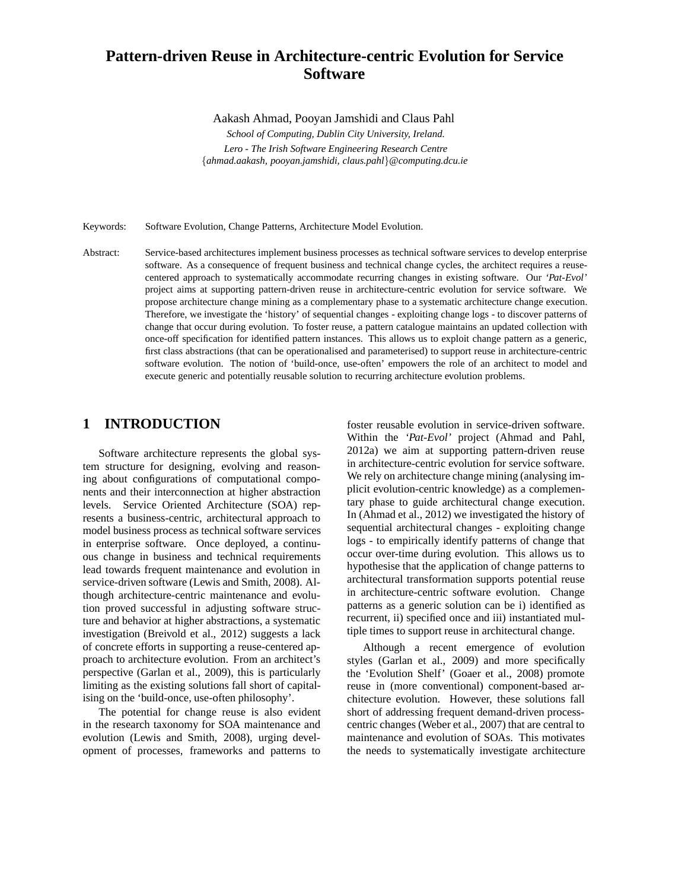# Pattern-driven Reuse in Architecture-centric Evolution for Service Software

Aakash Ahmad, Pooyan Jamshidi and Claus Pahl

*School of Computing, Dublin City University, Ireland.*

*Lero - The Irish Software Engineering Research Centre*

{*ahmad.aakash, pooyan.jamshidi, claus.pahl*}*@computing.dcu.ie*

Keywords: Software Evolution, Change Patterns, Architecture Model Evolution.

Abstract: Service-based architectures implement business processes as technical software services to develop enterprise software. As a consequence of frequent business and technical change cycles, the architect requires a reuse-centered approach to systematically accommodate recurring changes in existing software. Our *'Pat-Evol'* project aims at supporting pattern-driven reuse in architecture-centric evolution for service software. We propose architecture change mining as a complementary phase to a systematic architecture change execution. Therefore, we investigate the 'history' of sequential changes - exploiting change logs - to discover patterns of change that occur during evolution. To foster reuse, a pattern catalogue maintains an updated collection with once-off specification for identified pattern instances. This allows us to exploit change pattern as a generic, first class abstractions (that can be operationalised and parameterised) to support reuse in architecture-centric software evolution. The notion of 'build-once, use-often' empowers the role of an architect to model and execute generic and potentially reusable solution to recurring architecture evolution problems.

## 1 INTRODUCTION

Software architecture represents the global system structure for designing, evolving and reasoning about configurations of computational components and their interconnection at higher abstraction levels. Service Oriented Architecture (SOA) represents a business-centric, architectural approach to model business process as technical software services in enterprise software. Once deployed, a continuous change in business and technical requirements lead towards frequent maintenance and evolution in service-driven software (Lewis and Smith, 2008). Although architecture-centric maintenance and evolution proved successful in adjusting software structure and behavior at higher abstractions, a systematic investigation (Breivold et al., 2012) suggests a lack of concrete efforts in supporting a reuse-centered approach to architecture evolution. From an architect's perspective (Garlan et al., 2009), this is particularly limiting as the existing solutions fall short of capitalising on the 'build-once, use-often philosophy'.

The potential for change reuse is also evident in the research taxonomy for SOA maintenance and evolution (Lewis and Smith, 2008), urging development of processes, frameworks and patterns to foster reusable evolution in service-driven software. Within the *'Pat-Evol'* project (Ahmad and Pahl, 2012a) we aim at supporting pattern-driven reuse in architecture-centric evolution for service software. We rely on architecture change mining (analysing implicit evolution-centric knowledge) as a complementary phase to guide architectural change execution. In (Ahmad et al., 2012) we investigated the history of sequential architectural changes - exploiting change logs - to empirically identify patterns of change that occur over-time during evolution. This allows us to hypothesise that the application of change patterns to architectural transformation supports potential reuse in architecture-centric software evolution. Change patterns as a generic solution can be i) identified as recurrent, ii) specified once and iii) instantiated multiple times to support reuse in architectural change.

Although a recent emergence of evolution styles (Garlan et al., 2009) and more specifically the 'Evolution Shelf' (Goaer et al., 2008) promote reuse in (more conventional) component-based architecture evolution. However, these solutions fall short of addressing frequent demand-driven process-centric changes (Weber et al., 2007) that are central to maintenance and evolution of SOAs. This motivates the needs to systematically investigate architecture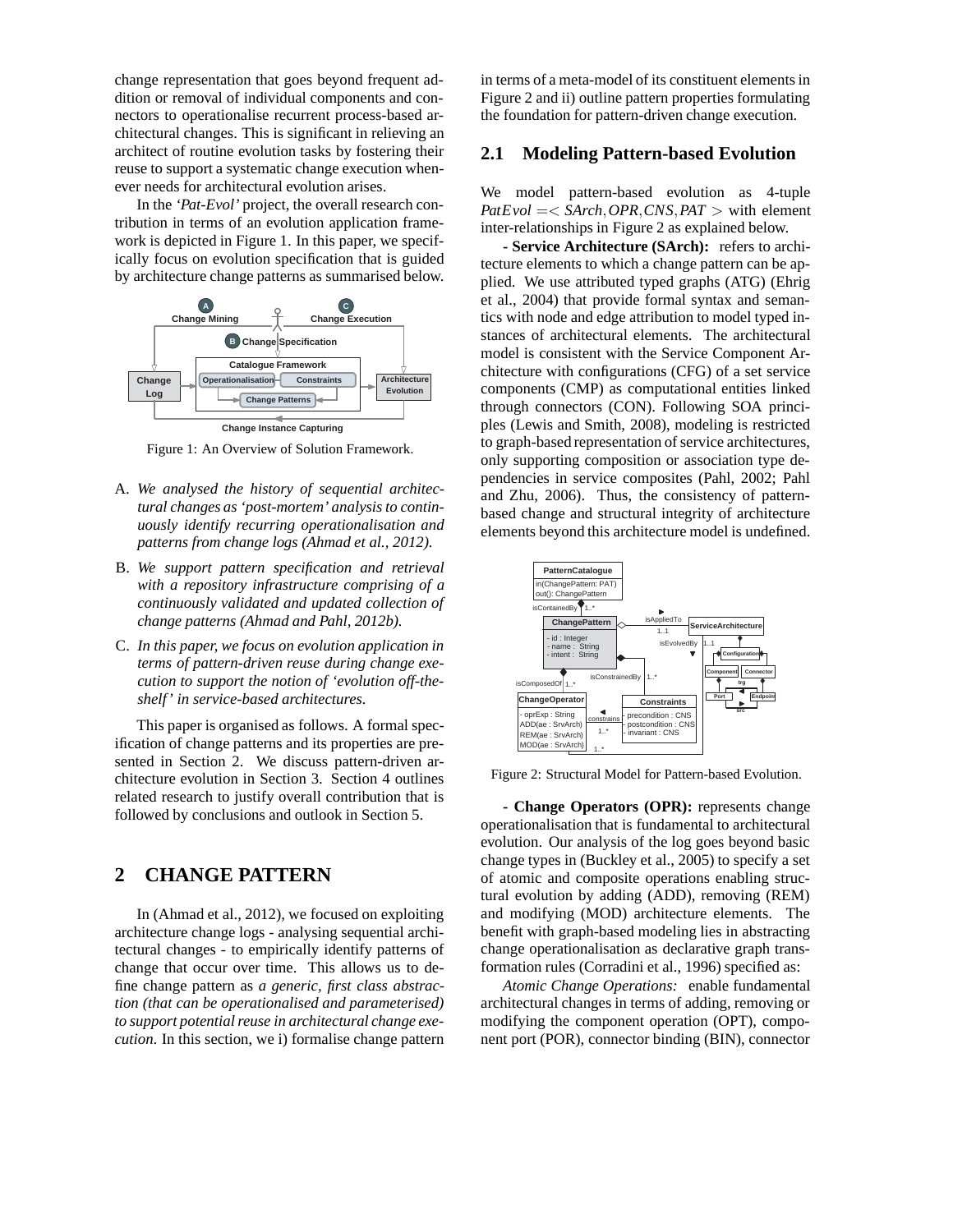change representation that goes beyond frequent addition or removal of individual components and connectors to operationalise recurrent process-based architectural changes. This is significant in relieving an architect of routine evolution tasks by fostering their reuse to support a systematic change execution whenever needs for architectural evolution arises.

In the *'Pat-Evol'* project, the overall research contribution in terms of an evolution application framework is depicted in Figure 1. In this paper, we specifically focus on evolution specification that is guided by architecture change patterns as summarised below.

A Change Mining
C Change Execution
B Change Specification
Catalogue Framework
Change Log
Operationalisation
Constraints
Architecture Evolution
Change Patterns
Change Instance Capturing

Figure 1: An Overview of Solution Framework.

A. *We analysed the history of sequential architectural changes as 'post-mortem' analysis to continuously identify recurring operationalisation and patterns from change logs (Ahmad et al., 2012).*

B. *We support pattern specification and retrieval with a repository infrastructure comprising of a continuously validated and updated collection of change patterns (Ahmad and Pahl, 2012b).*

C. *In this paper, we focus on evolution application in terms of pattern-driven reuse during change execution to support the notion of 'evolution off-the-shelf' in service-based architectures.*

This paper is organised as follows. A formal specification of change patterns and its properties are presented in Section 2. We discuss pattern-driven architecture evolution in Section 3. Section 4 outlines related research to justify overall contribution that is followed by conclusions and outlook in Section 5.

# 2 CHANGE PATTERN

In (Ahmad et al., 2012), we focused on exploiting architecture change logs - analysing sequential architectural changes - to empirically identify patterns of change that occur over time. This allows us to define change pattern as *a generic, first class abstraction (that can be operationalised and parameterised) to support potential reuse in architectural change execution.* In this section, we i) formalise change pattern in terms of a meta-model of its constituent elements in Figure 2 and ii) outline pattern properties formulating the foundation for pattern-driven change execution.

## 2.1 Modeling Pattern-based Evolution

We model pattern-based evolution as 4-tuple $PatEvol = < SArch, OPR, CNS, PAT >$ with element inter-relationships in Figure 2 as explained below.

**- Service Architecture (SArch):** refers to architecture elements to which a change pattern can be applied. We use attributed typed graphs (ATG) (Ehrig et al., 2004) that provide formal syntax and semantics with node and edge attribution to model typed instances of architectural elements. The architectural model is consistent with the Service Component Architecture with configurations (CFG) of a set service components (CMP) as computational entities linked through connectors (CON). Following SOA principles (Lewis and Smith, 2008), modeling is restricted to graph-based representation of service architectures, only supporting composition or association type dependencies in service composites (Pahl, 2002; Pahl and Zhu, 2006). Thus, the consistency of pattern-based change and structural integrity of architecture elements beyond this architecture model is undefined.

PatternCatalogue
in(ChangePattern: PAT)
out(): ChangePattern
isContainedBy 1..*
ChangePattern
- id : Integer
- name : String
- intent : String
isAppliedTo 1..1
ServiceArchitecture
isEvolvedBy 1..1
Configuration
Component
Connector
trg
Port
Endpoint
src
isComposedOf 1..*
isConstrainedBy 1..*
ChangeOperator
- oprExp : String
ADD(ae : SrvArch)
REM(ae : SrvArch)
MOD(ae : SrvArch)
constrains 1..*
Constraints
- precondition : CNS
- postcondition : CNS
- invariant : CNS
1..*

Figure 2: Structural Model for Pattern-based Evolution.

**- Change Operators (OPR):** represents change operationalisation that is fundamental to architectural evolution. Our analysis of the log goes beyond basic change types in (Buckley et al., 2005) to specify a set of atomic and composite operations enabling structural evolution by adding (ADD), removing (REM) and modifying (MOD) architecture elements. The benefit with graph-based modeling lies in abstracting change operationalisation as declarative graph transformation rules (Corradini et al., 1996) specified as:

*Atomic Change Operations:* enable fundamental architectural changes in terms of adding, removing or modifying the component operation (OPT), component port (POR), connector binding (BIN), connector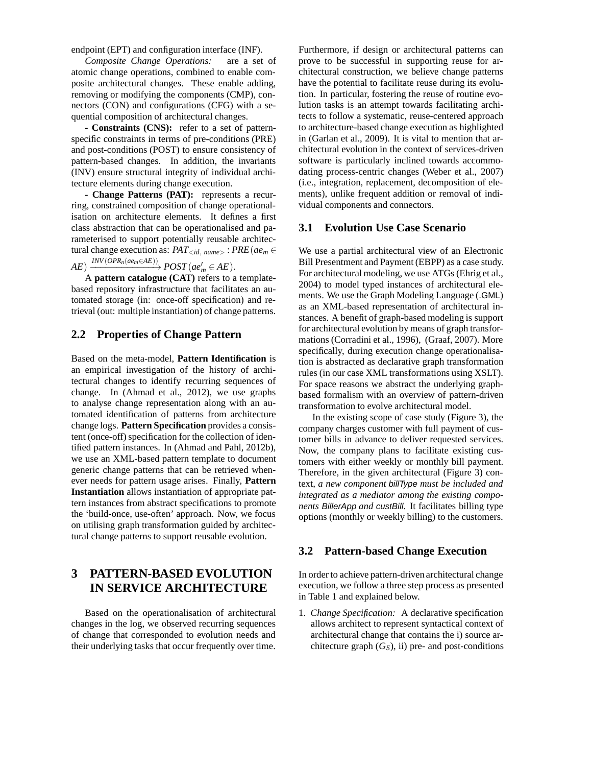endpoint (EPT) and configuration interface (INF).

*Composite Change Operations:* are a set of atomic change operations, combined to enable composite architectural changes. These enable adding, removing or modifying the components (CMP), connectors (CON) and configurations (CFG) with a sequential composition of architectural changes.

**- Constraints (CNS):** refer to a set of pattern-specific constraints in terms of pre-conditions (PRE) and post-conditions (POST) to ensure consistency of pattern-based changes. In addition, the invariants (INV) ensure structural integrity of individual architecture elements during change execution.

**- Change Patterns (PAT):** represents a recurring, constrained composition of change operationalisation on architecture elements. It defines a first class abstraction that can be operationalised and parameterised to support potentially reusable architectural change execution as: $PAT_{<id,\ name>} : PRE(ae_m \in AE) \xrightarrow{INV(OPR_n(ae_m \in AE))} POST(ae'_m \in AE)$.

A **pattern catalogue (CAT)** refers to a template-based repository infrastructure that facilitates an automated storage (in: once-off specification) and retrieval (out: multiple instantiation) of change patterns.

## 2.2 Properties of Change Pattern

Based on the meta-model, **Pattern Identification** is an empirical investigation of the history of architectural changes to identify recurring sequences of change. In (Ahmad et al., 2012), we use graphs to analyse change representation along with an automated identification of patterns from architecture change logs. **Pattern Specification** provides a consistent (once-off) specification for the collection of identified pattern instances. In (Ahmad and Pahl, 2012b), we use an XML-based pattern template to document generic change patterns that can be retrieved whenever needs for pattern usage arises. Finally, **Pattern Instantiation** allows instantiation of appropriate pattern instances from abstract specifications to promote the 'build-once, use-often' approach. Now, we focus on utilising graph transformation guided by architectural change patterns to support reusable evolution.

# 3 PATTERN-BASED EVOLUTION IN SERVICE ARCHITECTURE

Based on the operationalisation of architectural changes in the log, we observed recurring sequences of change that corresponded to evolution needs and their underlying tasks that occur frequently over time. Furthermore, if design or architectural patterns can prove to be successful in supporting reuse for architectural construction, we believe change patterns have the potential to facilitate reuse during its evolution. In particular, fostering the reuse of routine evolution tasks is an attempt towards facilitating architects to follow a systematic, reuse-centered approach to architecture-based change execution as highlighted in (Garlan et al., 2009). It is vital to mention that architectural evolution in the context of services-driven software is particularly inclined towards accommodating process-centric changes (Weber et al., 2007) (i.e., integration, replacement, decomposition of elements), unlike frequent addition or removal of individual components and connectors.

## 3.1 Evolution Use Case Scenario

We use a partial architectural view of an Electronic Bill Presentment and Payment (EBPP) as a case study. For architectural modeling, we use ATGs (Ehrig et al., 2004) to model typed instances of architectural elements. We use the Graph Modeling Language (.GML) as an XML-based representation of architectural instances. A benefit of graph-based modeling is support for architectural evolution by means of graph transformations (Corradini et al., 1996), (Graaf, 2007). More specifically, during execution change operationalisation is abstracted as declarative graph transformation rules (in our case XML transformations using XSLT). For space reasons we abstract the underlying graph-based formalism with an overview of pattern-driven transformation to evolve architectural model.

In the existing scope of case study (Figure 3), the company charges customer with full payment of customer bills in advance to deliver requested services. Now, the company plans to facilitate existing customers with either weekly or monthly bill payment. Therefore, in the given architectural (Figure 3) context, *a new component billType must be included and integrated as a mediator among the existing components BillerApp and custBill.* It facilitates billing type options (monthly or weekly billing) to the customers.

## 3.2 Pattern-based Change Execution

In order to achieve pattern-driven architectural change execution, we follow a three step process as presented in Table 1 and explained below.

1. *Change Specification:* A declarative specification allows architect to represent syntactical context of architectural change that contains the i) source architecture graph ($G_S$), ii) pre- and post-conditions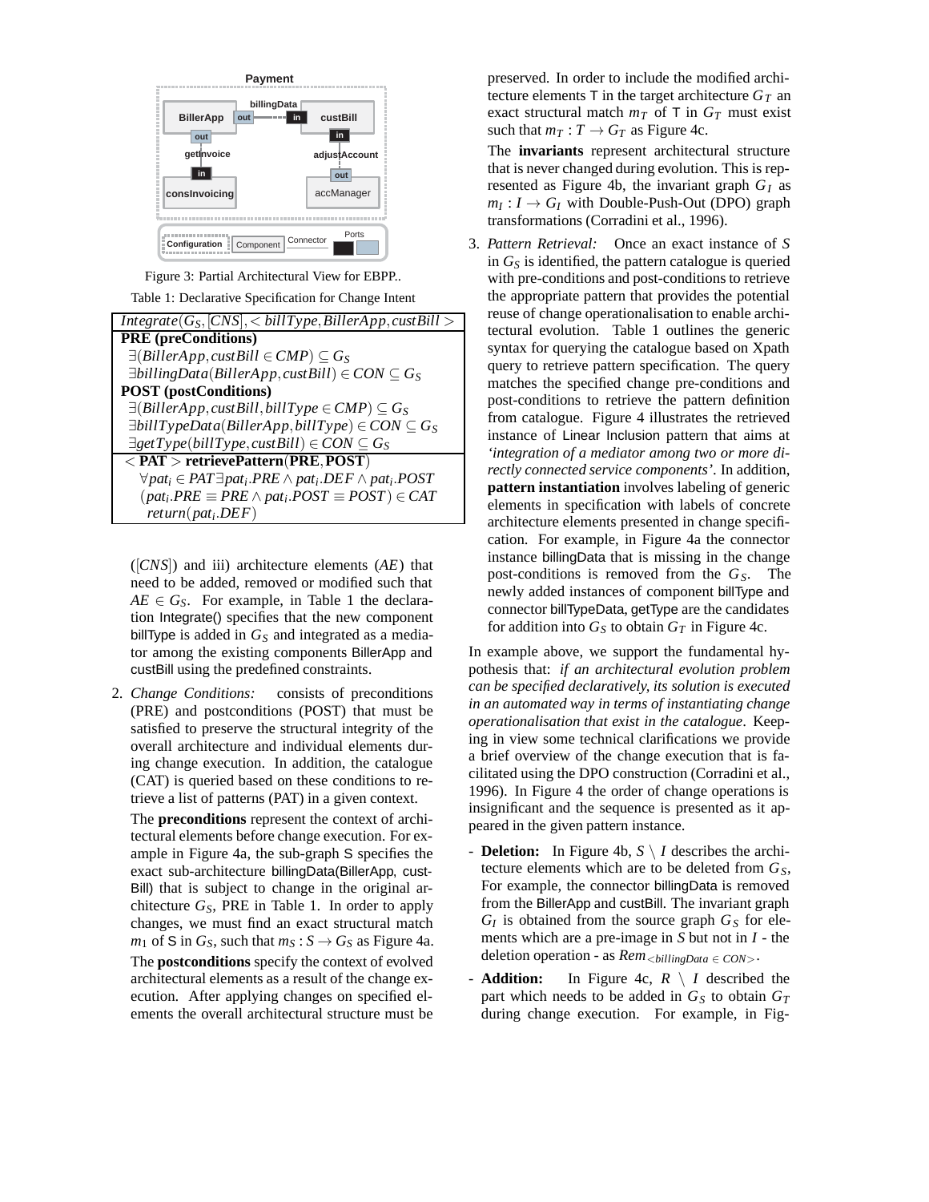Payment

billingData

BillerApp out in custBill

out in

getInvoice adjustAccount

in out

consInvoicing accManager

Configuration Component Connector Ports

Figure 3: Partial Architectural View for EBPP..

Table 1: Declarative Specification for Change Intent

| |
|---|
| $Integrate(G_S, [CNS], < billType, BillerApp, custBill >$ |
| **PRE (preConditions)** |
| $\exists(BillerApp, custBill \in CMP) \subseteq G_S$ |
| $\exists billingData(BillerApp, custBill) \in CON \subseteq G_S$ |
| **POST (postConditions)** |
| $\exists(BillerApp, custBill, billType \in CMP) \subseteq G_S$ |
| $\exists billTypeData(BillerApp, billType) \in CON \subseteq G_S$ |
| $\exists getType(billType, custBill) \in CON \subseteq G_S$ |
| $<$ **PAT** $>$ **retrievePattern**(**PRE**, **POST**) |
| $\forall pat_i \in PAT \exists pat_i.PRE \wedge pat_i.DEF \wedge pat_i.POST$ |
| $(pat_i.PRE \equiv PRE \wedge pat_i.POST \equiv POST) \in CAT$ |
| $return(pat_i.DEF)$ |

($[CNS]$) and iii) architecture elements ($AE$) that need to be added, removed or modified such that $AE \in G_S$. For example, in Table 1 the declaration Integrate() specifies that the new component billType is added in $G_S$ and integrated as a mediator among the existing components BillerApp and custBill using the predefined constraints.

2. *Change Conditions:* consists of preconditions (PRE) and postconditions (POST) that must be satisfied to preserve the structural integrity of the overall architecture and individual elements during change execution. In addition, the catalogue (CAT) is queried based on these conditions to retrieve a list of patterns (PAT) in a given context.

   The **preconditions** represent the context of architectural elements before change execution. For example in Figure 4a, the sub-graph S specifies the exact sub-architecture billingData(BillerApp, custBill) that is subject to change in the original architecture $G_S$, PRE in Table 1. In order to apply changes, we must find an exact structural match $m_1$ of S in $G_S$, such that $m_S : S \rightarrow G_S$ as Figure 4a.

   The **postconditions** specify the context of evolved architectural elements as a result of the change execution. After applying changes on specified elements the overall architectural structure must be preserved. In order to include the modified architecture elements T in the target architecture $G_T$ an exact structural match $m_T$ of T in $G_T$ must exist such that $m_T : T \rightarrow G_T$ as Figure 4c.

   The **invariants** represent architectural structure that is never changed during evolution. This is represented as Figure 4b, the invariant graph $G_I$ as $m_I : I \rightarrow G_I$ with Double-Push-Out (DPO) graph transformations (Corradini et al., 1996).

3. *Pattern Retrieval:* Once an exact instance of $S$ in $G_S$ is identified, the pattern catalogue is queried with pre-conditions and post-conditions to retrieve the appropriate pattern that provides the potential reuse of change operationalisation to enable architectural evolution. Table 1 outlines the generic syntax for querying the catalogue based on Xpath query to retrieve pattern specification. The query matches the specified change pre-conditions and post-conditions to retrieve the pattern definition from catalogue. Figure 4 illustrates the retrieved instance of Linear Inclusion pattern that aims at *'integration of a mediator among two or more directly connected service components'*. In addition, **pattern instantiation** involves labeling of generic elements in specification with labels of concrete architecture elements presented in change specification. For example, in Figure 4a the connector instance billingData that is missing in the change post-conditions is removed from the $G_S$. The newly added instances of component billType and connector billTypeData, getType are the candidates for addition into $G_S$ to obtain $G_T$ in Figure 4c.

In example above, we support the fundamental hypothesis that: *if an architectural evolution problem can be specified declaratively, its solution is executed in an automated way in terms of instantiating change operationalisation that exist in the catalogue*. Keeping in view some technical clarifications we provide a brief overview of the change execution that is facilitated using the DPO construction (Corradini et al., 1996). In Figure 4 the order of change operations is insignificant and the sequence is presented as it appeared in the given pattern instance.

- **Deletion:** In Figure 4b, $S \setminus I$ describes the architecture elements which are to be deleted from $G_S$, For example, the connector billingData is removed from the BillerApp and custBill. The invariant graph $G_I$ is obtained from the source graph $G_S$ for elements which are a pre-image in $S$ but not in $I$ - the deletion operation - as $Rem_{<billingData \in CON>}$.
- **Addition:** In Figure 4c, $R \setminus I$ described the part which needs to be added in $G_S$ to obtain $G_T$ during change execution. For example, in Fig-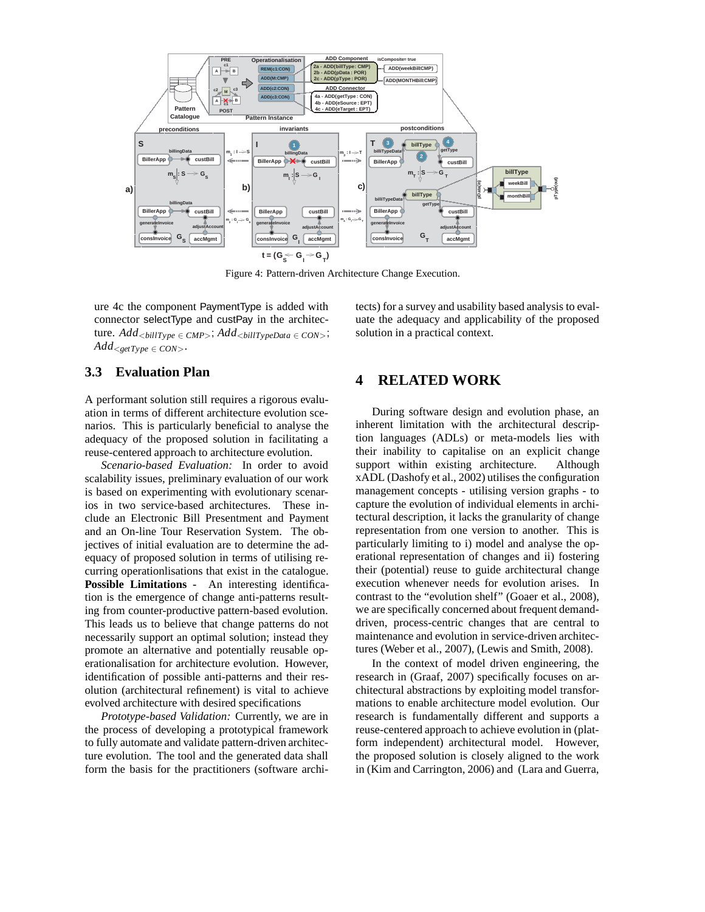Figure 4: Pattern-driven Architecture Change Execution.

ure 4c the component PaymentType is added with connector selectType and custPay in the architecture. $Add_{<billType \in CMP>}$; $Add_{<billTypeData \in CON>}$; $Add_{<getType \in CON>}$.

### 3.3 Evaluation Plan

A performant solution still requires a rigorous evaluation in terms of different architecture evolution scenarios. This is particularly beneficial to analyse the adequacy of the proposed solution in facilitating a reuse-centered approach to architecture evolution.

*Scenario-based Evaluation:* In order to avoid scalability issues, preliminary evaluation of our work is based on experimenting with evolutionary scenarios in two service-based architectures. These include an Electronic Bill Presentment and Payment and an On-line Tour Reservation System. The objectives of initial evaluation are to determine the adequacy of proposed solution in terms of utilising recurring operationlisations that exist in the catalogue. **Possible Limitations -** An interesting identification is the emergence of change anti-patterns resulting from counter-productive pattern-based evolution. This leads us to believe that change patterns do not necessarily support an optimal solution; instead they promote an alternative and potentially reusable operationalisation for architecture evolution. However, identification of possible anti-patterns and their resolution (architectural refinement) is vital to achieve evolved architecture with desired specifications

*Prototype-based Validation:* Currently, we are in the process of developing a prototypical framework to fully automate and validate pattern-driven architecture evolution. The tool and the generated data shall form the basis for the practitioners (software architects) for a survey and usability based analysis to evaluate the adequacy and applicability of the proposed solution in a practical context.

## 4 RELATED WORK

During software design and evolution phase, an inherent limitation with the architectural description languages (ADLs) or meta-models lies with their inability to capitalise on an explicit change support within existing architecture. Although xADL (Dashofy et al., 2002) utilises the configuration management concepts - utilising version graphs - to capture the evolution of individual elements in architectural description, it lacks the granularity of change representation from one version to another. This is particularly limiting to i) model and analyse the operational representation of changes and ii) fostering their (potential) reuse to guide architectural change execution whenever needs for evolution arises. In contrast to the “evolution shelf” (Goaer et al., 2008), we are specifically concerned about frequent demand-driven, process-centric changes that are central to maintenance and evolution in service-driven architectures (Weber et al., 2007), (Lewis and Smith, 2008).

In the context of model driven engineering, the research in (Graaf, 2007) specifically focuses on architectural abstractions by exploiting model transformations to enable architecture model evolution. Our research is fundamentally different and supports a reuse-centered approach to achieve evolution in (platform independent) architectural model. However, the proposed solution is closely aligned to the work in (Kim and Carrington, 2006) and (Lara and Guerra,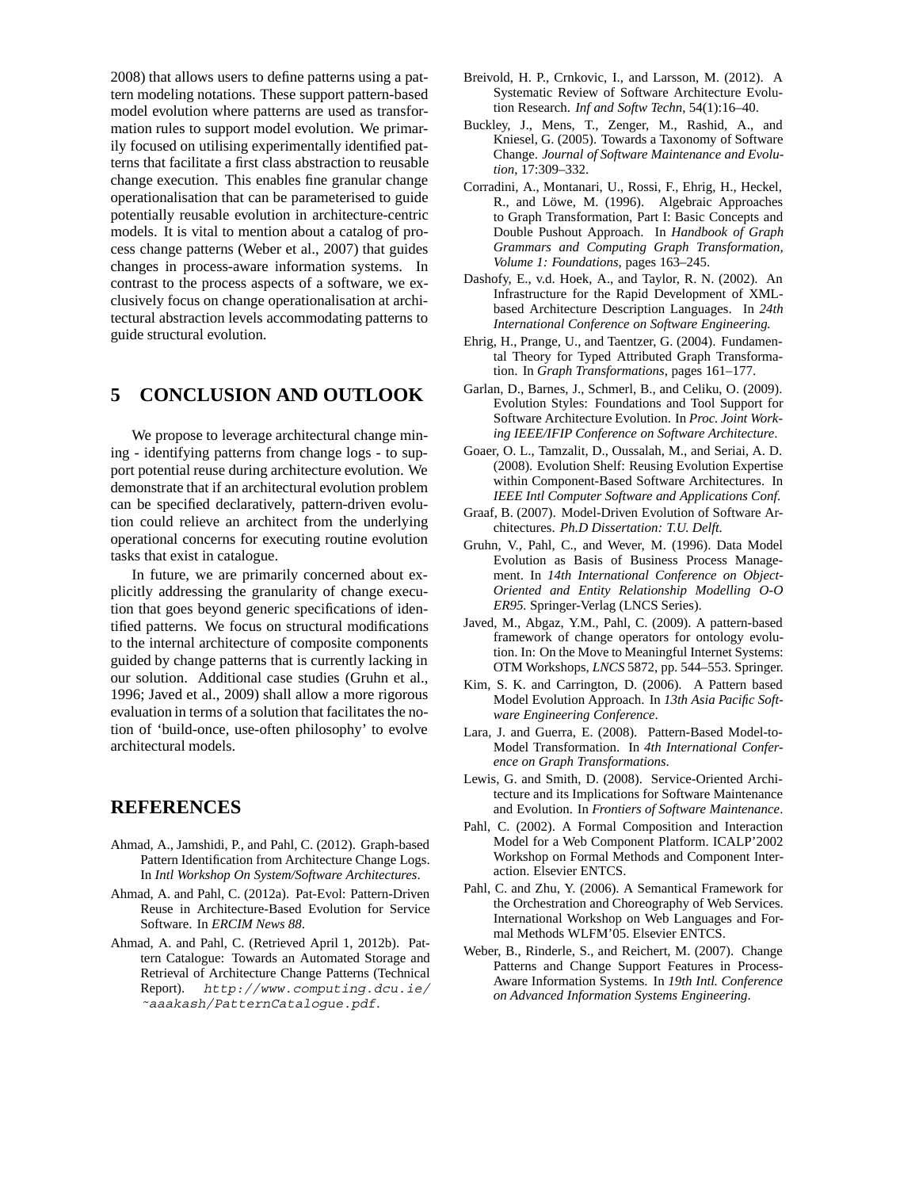2008) that allows users to define patterns using a pattern modeling notations. These support pattern-based model evolution where patterns are used as transformation rules to support model evolution. We primarily focused on utilising experimentally identified patterns that facilitate a first class abstraction to reusable change execution. This enables fine granular change operationalisation that can be parameterised to guide potentially reusable evolution in architecture-centric models. It is vital to mention about a catalog of process change patterns (Weber et al., 2007) that guides changes in process-aware information systems. In contrast to the process aspects of a software, we exclusively focus on change operationalisation at architectural abstraction levels accommodating patterns to guide structural evolution.

# 5 CONCLUSION AND OUTLOOK

We propose to leverage architectural change mining - identifying patterns from change logs - to support potential reuse during architecture evolution. We demonstrate that if an architectural evolution problem can be specified declaratively, pattern-driven evolution could relieve an architect from the underlying operational concerns for executing routine evolution tasks that exist in catalogue.

In future, we are primarily concerned about explicitly addressing the granularity of change execution that goes beyond generic specifications of identified patterns. We focus on structural modifications to the internal architecture of composite components guided by change patterns that is currently lacking in our solution. Additional case studies (Gruhn et al., 1996; Javed et al., 2009) shall allow a more rigorous evaluation in terms of a solution that facilitates the notion of 'build-once, use-often philosophy' to evolve architectural models.

# REFERENCES

Ahmad, A., Jamshidi, P., and Pahl, C. (2012). Graph-based Pattern Identification from Architecture Change Logs. In *Intl Workshop On System/Software Architectures*.

Ahmad, A. and Pahl, C. (2012a). Pat-Evol: Pattern-Driven Reuse in Architecture-Based Evolution for Service Software. In *ERCIM News 88*.

Ahmad, A. and Pahl, C. (Retrieved April 1, 2012b). Pattern Catalogue: Towards an Automated Storage and Retrieval of Architecture Change Patterns (Technical Report). `http://www.computing.dcu.ie/~aaakash/PatternCatalogue.pdf`.

Breivold, H. P., Crnkovic, I., and Larsson, M. (2012). A Systematic Review of Software Architecture Evolution Research. *Inf and Softw Techn*, 54(1):16–40.

Buckley, J., Mens, T., Zenger, M., Rashid, A., and Kniesel, G. (2005). Towards a Taxonomy of Software Change. *Journal of Software Maintenance and Evolution*, 17:309–332.

Corradini, A., Montanari, U., Rossi, F., Ehrig, H., Heckel, R., and Löwe, M. (1996). Algebraic Approaches to Graph Transformation, Part I: Basic Concepts and Double Pushout Approach. In *Handbook of Graph Grammars and Computing Graph Transformation, Volume 1: Foundations*, pages 163–245.

Dashofy, E., v.d. Hoek, A., and Taylor, R. N. (2002). An Infrastructure for the Rapid Development of XML-based Architecture Description Languages. In *24th International Conference on Software Engineering.*

Ehrig, H., Prange, U., and Taentzer, G. (2004). Fundamental Theory for Typed Attributed Graph Transformation. In *Graph Transformations*, pages 161–177.

Garlan, D., Barnes, J., Schmerl, B., and Celiku, O. (2009). Evolution Styles: Foundations and Tool Support for Software Architecture Evolution. In *Proc. Joint Working IEEE/IFIP Conference on Software Architecture*.

Goaer, O. L., Tamzalit, D., Oussalah, M., and Seriai, A. D. (2008). Evolution Shelf: Reusing Evolution Expertise within Component-Based Software Architectures. In *IEEE Intl Computer Software and Applications Conf.*

Graaf, B. (2007). Model-Driven Evolution of Software Architectures. *Ph.D Dissertation: T.U. Delft.*

Gruhn, V., Pahl, C., and Wever, M. (1996). Data Model Evolution as Basis of Business Process Management. In *14th International Conference on Object-Oriented and Entity Relationship Modelling O-O ER95.* Springer-Verlag (LNCS Series).

Javed, M., Abgaz, Y.M., Pahl, C. (2009). A pattern-based framework of change operators for ontology evolution. In: On the Move to Meaningful Internet Systems: OTM Workshops, *LNCS* 5872, pp. 544–553. Springer.

Kim, S. K. and Carrington, D. (2006). A Pattern based Model Evolution Approach. In *13th Asia Pacific Software Engineering Conference*.

Lara, J. and Guerra, E. (2008). Pattern-Based Model-to-Model Transformation. In *4th International Conference on Graph Transformations*.

Lewis, G. and Smith, D. (2008). Service-Oriented Architecture and its Implications for Software Maintenance and Evolution. In *Frontiers of Software Maintenance*.

Pahl, C. (2002). A Formal Composition and Interaction Model for a Web Component Platform. ICALP'2002 Workshop on Formal Methods and Component Interaction. Elsevier ENTCS.

Pahl, C. and Zhu, Y. (2006). A Semantical Framework for the Orchestration and Choreography of Web Services. International Workshop on Web Languages and Formal Methods WLFM'05. Elsevier ENTCS.

Weber, B., Rinderle, S., and Reichert, M. (2007). Change Patterns and Change Support Features in Process-Aware Information Systems. In *19th Intl. Conference on Advanced Information Systems Engineering*.